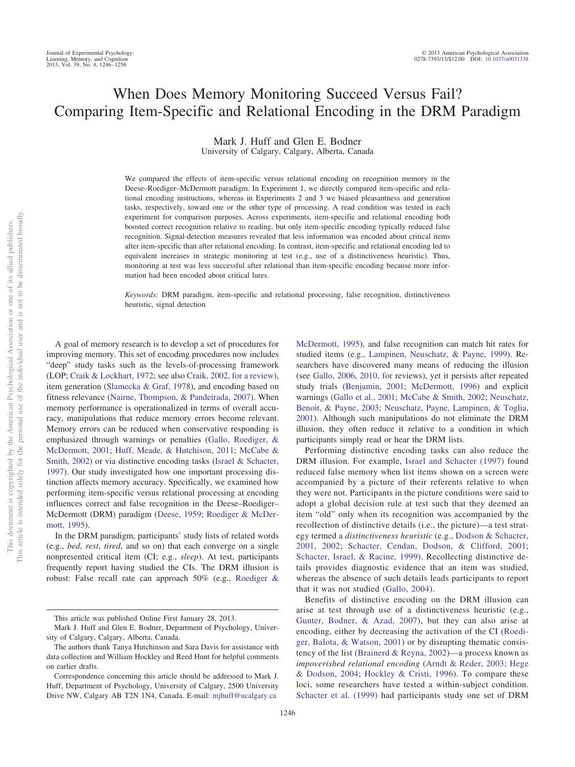# When Does Memory Monitoring Succeed Versus Fail? Comparing Item-Specific and Relational Encoding in the DRM Paradigm

Mark J. Huff and Glen E. Bodner
University of Calgary, Calgary, Alberta, Canada

We compared the effects of item-specific versus relational encoding on recognition memory in the Deese–Roediger–McDermott paradigm. In Experiment 1, we directly compared item-specific and relational encoding instructions, whereas in Experiments 2 and 3 we biased pleasantness and generation tasks, respectively, toward one or the other type of processing. A read condition was tested in each experiment for comparison purposes. Across experiments, item-specific and relational encoding both boosted correct recognition relative to reading, but only item-specific encoding typically reduced false recognition. Signal-detection measures revealed that less information was encoded about critical items after item-specific than after relational encoding. In contrast, item-specific and relational encoding led to equivalent increases in strategic monitoring at test (e.g., use of a distinctiveness heuristic). Thus, monitoring at test was less successful after relational than item-specific encoding because more information had been encoded about critical lures.

*Keywords:* DRM paradigm, item-specific and relational processing, false recognition, distinctiveness heuristic, signal detection

A goal of memory research is to develop a set of procedures for improving memory. This set of encoding procedures now includes "deep" study tasks such as the levels-of-processing framework (LOP; Craik & Lockhart, 1972; see also Craik, 2002, for a review), item generation (Slamecka & Graf, 1978), and encoding based on fitness relevance (Nairne, Thompson, & Pandeirada, 2007). When memory performance is operationalized in terms of overall accuracy, manipulations that reduce memory errors become relevant. Memory errors can be reduced when conservative responding is emphasized through warnings or penalties (Gallo, Roediger, & McDermott, 2001; Huff, Meade, & Hutchison, 2011; McCabe & Smith, 2002) or via distinctive encoding tasks (Israel & Schacter, 1997). Our study investigated how one important processing distinction affects memory accuracy. Specifically, we examined how performing item-specific versus relational processing at encoding influences correct and false recognition in the Deese–Roediger–McDermott (DRM) paradigm (Deese, 1959; Roediger & McDermott, 1995).

In the DRM paradigm, participants' study lists of related words (e.g., *bed*, *rest*, *tired*, and so on) that each converge on a single nonpresented critical item (CI; e.g., *sleep*). At test, participants frequently report having studied the CIs. The DRM illusion is robust: False recall rate can approach 50% (e.g., Roediger & McDermott, 1995), and false recognition can match hit rates for studied items (e.g., Lampinen, Neuschatz, & Payne, 1999). Researchers have discovered many means of reducing the illusion (see Gallo, 2006, 2010, for reviews), yet it persists after repeated study trials (Benjamin, 2001; McDermott, 1996) and explicit warnings (Gallo et al., 2001; McCabe & Smith, 2002; Neuschatz, Benoit, & Payne, 2003; Neuschatz, Payne, Lampinen, & Toglia, 2001). Although such manipulations do not eliminate the DRM illusion, they often reduce it relative to a condition in which participants simply read or hear the DRM lists.

Performing distinctive encoding tasks can also reduce the DRM illusion. For example, Israel and Schacter (1997) found reduced false memory when list items shown on a screen were accompanied by a picture of their referents relative to when they were not. Participants in the picture conditions were said to adopt a global decision rule at test such that they deemed an item "old" only when its recognition was accompanied by the recollection of distinctive details (i.e., the picture)—a test strategy termed a *distinctiveness heuristic* (e.g., Dodson & Schacter, 2001, 2002; Schacter, Cendan, Dodson, & Clifford, 2001; Schacter, Israel, & Racine, 1999). Recollecting distinctive details provides diagnostic evidence that an item was studied, whereas the absence of such details leads participants to report that it was not studied (Gallo, 2004).

Benefits of distinctive encoding on the DRM illusion can arise at test through use of a distinctiveness heuristic (e.g., Gunter, Bodner, & Azad, 2007), but they can also arise at encoding, either by decreasing the activation of the CI (Roediger, Balota, & Watson, 2001) or by disrupting thematic consistency of the list (Brainerd & Reyna, 2002)—a process known as *impoverished relational encoding* (Arndt & Reder, 2003; Hege & Dodson, 2004; Hockley & Cristi, 1996). To compare these loci, some researchers have tested a within-subject condition. Schacter et al. (1999) had participants study one set of DRM

---

This article was published Online First January 28, 2013.

Mark J. Huff and Glen E. Bodner, Department of Psychology, University of Calgary, Calgary, Alberta, Canada.

The authors thank Tanya Hutchinson and Sara Davis for assistance with data collection and William Hockley and Reed Hunt for helpful comments on earlier drafts.

Correspondence concerning this article should be addressed to Mark J. Huff, Department of Psychology, University of Calgary, 2500 University Drive NW, Calgary AB T2N 1N4, Canada. E-mail: mjhuff@ucalgary.ca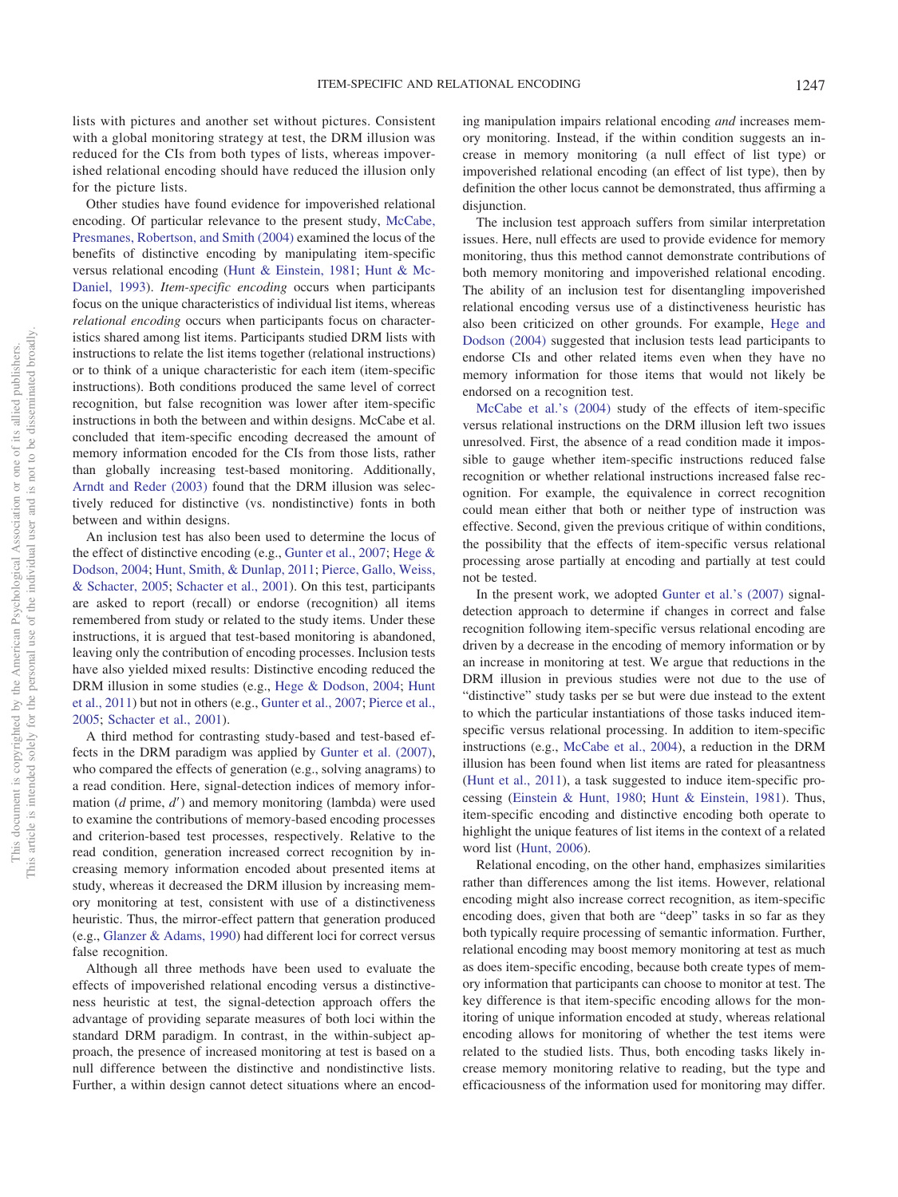lists with pictures and another set without pictures. Consistent with a global monitoring strategy at test, the DRM illusion was reduced for the CIs from both types of lists, whereas impoverished relational encoding should have reduced the illusion only for the picture lists.

Other studies have found evidence for impoverished relational encoding. Of particular relevance to the present study, McCabe, Presmanes, Robertson, and Smith (2004) examined the locus of the benefits of distinctive encoding by manipulating item-specific versus relational encoding (Hunt & Einstein, 1981; Hunt & McDaniel, 1993). *Item-specific encoding* occurs when participants focus on the unique characteristics of individual list items, whereas *relational encoding* occurs when participants focus on characteristics shared among list items. Participants studied DRM lists with instructions to relate the list items together (relational instructions) or to think of a unique characteristic for each item (item-specific instructions). Both conditions produced the same level of correct recognition, but false recognition was lower after item-specific instructions in both the between and within designs. McCabe et al. concluded that item-specific encoding decreased the amount of memory information encoded for the CIs from those lists, rather than globally increasing test-based monitoring. Additionally, Arndt and Reder (2003) found that the DRM illusion was selectively reduced for distinctive (vs. nondistinctive) fonts in both between and within designs.

An inclusion test has also been used to determine the locus of the effect of distinctive encoding (e.g., Gunter et al., 2007; Hege & Dodson, 2004; Hunt, Smith, & Dunlap, 2011; Pierce, Gallo, Weiss, & Schacter, 2005; Schacter et al., 2001). On this test, participants are asked to report (recall) or endorse (recognition) all items remembered from study or related to the study items. Under these instructions, it is argued that test-based monitoring is abandoned, leaving only the contribution of encoding processes. Inclusion tests have also yielded mixed results: Distinctive encoding reduced the DRM illusion in some studies (e.g., Hege & Dodson, 2004; Hunt et al., 2011) but not in others (e.g., Gunter et al., 2007; Pierce et al., 2005; Schacter et al., 2001).

A third method for contrasting study-based and test-based effects in the DRM paradigm was applied by Gunter et al. (2007), who compared the effects of generation (e.g., solving anagrams) to a read condition. Here, signal-detection indices of memory information ($d$ prime, $d'$) and memory monitoring (lambda) were used to examine the contributions of memory-based encoding processes and criterion-based test processes, respectively. Relative to the read condition, generation increased correct recognition by increasing memory information encoded about presented items at study, whereas it decreased the DRM illusion by increasing memory monitoring at test, consistent with use of a distinctiveness heuristic. Thus, the mirror-effect pattern that generation produced (e.g., Glanzer & Adams, 1990) had different loci for correct versus false recognition.

Although all three methods have been used to evaluate the effects of impoverished relational encoding versus a distinctiveness heuristic at test, the signal-detection approach offers the advantage of providing separate measures of both loci within the standard DRM paradigm. In contrast, in the within-subject approach, the presence of increased monitoring at test is based on a null difference between the distinctive and nondistinctive lists. Further, a within design cannot detect situations where an encoding manipulation impairs relational encoding *and* increases memory monitoring. Instead, if the within condition suggests an increase in memory monitoring (a null effect of list type) or impoverished relational encoding (an effect of list type), then by definition the other locus cannot be demonstrated, thus affirming a disjunction.

The inclusion test approach suffers from similar interpretation issues. Here, null effects are used to provide evidence for memory monitoring, thus this method cannot demonstrate contributions of both memory monitoring and impoverished relational encoding. The ability of an inclusion test for disentangling impoverished relational encoding versus use of a distinctiveness heuristic has also been criticized on other grounds. For example, Hege and Dodson (2004) suggested that inclusion tests lead participants to endorse CIs and other related items even when they have no memory information for those items that would not likely be endorsed on a recognition test.

McCabe et al.'s (2004) study of the effects of item-specific versus relational instructions on the DRM illusion left two issues unresolved. First, the absence of a read condition made it impossible to gauge whether item-specific instructions reduced false recognition or whether relational instructions increased false recognition. For example, the equivalence in correct recognition could mean either that both or neither type of instruction was effective. Second, given the previous critique of within conditions, the possibility that the effects of item-specific versus relational processing arose partially at encoding and partially at test could not be tested.

In the present work, we adopted Gunter et al.'s (2007) signal-detection approach to determine if changes in correct and false recognition following item-specific versus relational encoding are driven by a decrease in the encoding of memory information or by an increase in monitoring at test. We argue that reductions in the DRM illusion in previous studies were not due to the use of "distinctive" study tasks per se but were due instead to the extent to which the particular instantiations of those tasks induced item-specific versus relational processing. In addition to item-specific instructions (e.g., McCabe et al., 2004), a reduction in the DRM illusion has been found when list items are rated for pleasantness (Hunt et al., 2011), a task suggested to induce item-specific processing (Einstein & Hunt, 1980; Hunt & Einstein, 1981). Thus, item-specific encoding and distinctive encoding both operate to highlight the unique features of list items in the context of a related word list (Hunt, 2006).

Relational encoding, on the other hand, emphasizes similarities rather than differences among the list items. However, relational encoding might also increase correct recognition, as item-specific encoding does, given that both are "deep" tasks in so far as they both typically require processing of semantic information. Further, relational encoding may boost memory monitoring at test as much as does item-specific encoding, because both create types of memory information that participants can choose to monitor at test. The key difference is that item-specific encoding allows for the monitoring of unique information encoded at study, whereas relational encoding allows for monitoring of whether the test items were related to the studied lists. Thus, both encoding tasks likely increase memory monitoring relative to reading, but the type and efficaciousness of the information used for monitoring may differ.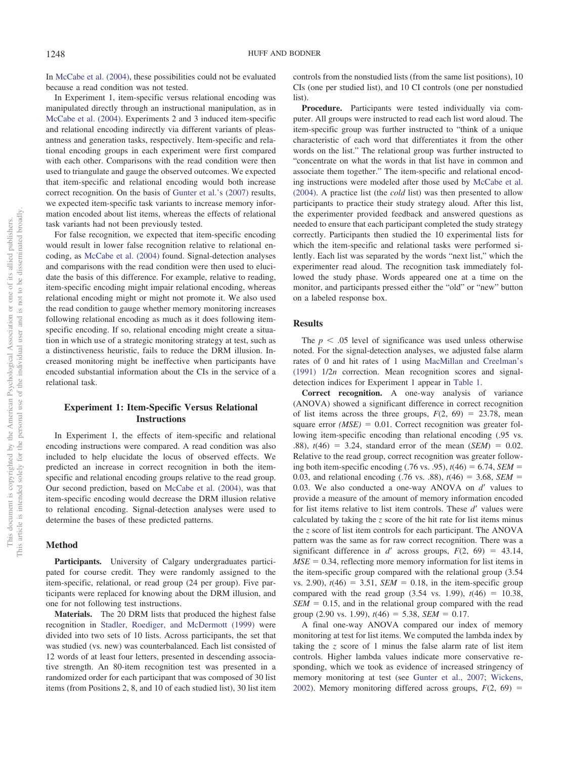In McCabe et al. (2004), these possibilities could not be evaluated because a read condition was not tested.

In Experiment 1, item-specific versus relational encoding was manipulated directly through an instructional manipulation, as in McCabe et al. (2004). Experiments 2 and 3 induced item-specific and relational encoding indirectly via different variants of pleasantness and generation tasks, respectively. Item-specific and relational encoding groups in each experiment were first compared with each other. Comparisons with the read condition were then used to triangulate and gauge the observed outcomes. We expected that item-specific and relational encoding would both increase correct recognition. On the basis of Gunter et al.'s (2007) results, we expected item-specific task variants to increase memory information encoded about list items, whereas the effects of relational task variants had not been previously tested.

For false recognition, we expected that item-specific encoding would result in lower false recognition relative to relational encoding, as McCabe et al. (2004) found. Signal-detection analyses and comparisons with the read condition were then used to elucidate the basis of this difference. For example, relative to reading, item-specific encoding might impair relational encoding, whereas relational encoding might or might not promote it. We also used the read condition to gauge whether memory monitoring increases following relational encoding as much as it does following item-specific encoding. If so, relational encoding might create a situation in which use of a strategic monitoring strategy at test, such as a distinctiveness heuristic, fails to reduce the DRM illusion. Increased monitoring might be ineffective when participants have encoded substantial information about the CIs in the service of a relational task.

## Experiment 1: Item-Specific Versus Relational Instructions

In Experiment 1, the effects of item-specific and relational encoding instructions were compared. A read condition was also included to help elucidate the locus of observed effects. We predicted an increase in correct recognition in both the item-specific and relational encoding groups relative to the read group. Our second prediction, based on McCabe et al. (2004), was that item-specific encoding would decrease the DRM illusion relative to relational encoding. Signal-detection analyses were used to determine the bases of these predicted patterns.

### Method

**Participants.** University of Calgary undergraduates participated for course credit. They were randomly assigned to the item-specific, relational, or read group (24 per group). Five participants were replaced for knowing about the DRM illusion, and one for not following test instructions.

**Materials.** The 20 DRM lists that produced the highest false recognition in Stadler, Roediger, and McDermott (1999) were divided into two sets of 10 lists. Across participants, the set that was studied (vs. new) was counterbalanced. Each list consisted of 12 words of at least four letters, presented in descending associative strength. An 80-item recognition test was presented in a randomized order for each participant that was composed of 30 list items (from Positions 2, 8, and 10 of each studied list), 30 list item controls from the nonstudied lists (from the same list positions), 10 CIs (one per studied list), and 10 CI controls (one per nonstudied list).

**Procedure.** Participants were tested individually via computer. All groups were instructed to read each list word aloud. The item-specific group was further instructed to "think of a unique characteristic of each word that differentiates it from the other words on the list." The relational group was further instructed to "concentrate on what the words in that list have in common and associate them together." The item-specific and relational encoding instructions were modeled after those used by McCabe et al. (2004). A practice list (the *cold* list) was then presented to allow participants to practice their study strategy aloud. After this list, the experimenter provided feedback and answered questions as needed to ensure that each participant completed the study strategy correctly. Participants then studied the 10 experimental lists for which the item-specific and relational tasks were performed silently. Each list was separated by the words "next list," which the experimenter read aloud. The recognition task immediately followed the study phase. Words appeared one at a time on the monitor, and participants pressed either the "old" or "new" button on a labeled response box.

### Results

The $p < .05$ level of significance was used unless otherwise noted. For the signal-detection analyses, we adjusted false alarm rates of 0 and hit rates of 1 using MacMillan and Creelman's (1991) $1/2n$ correction. Mean recognition scores and signal-detection indices for Experiment 1 appear in Table 1.

**Correct recognition.** A one-way analysis of variance (ANOVA) showed a significant difference in correct recognition of list items across the three groups, $F(2, 69) = 23.78$, mean square error $(MSE) = 0.01$. Correct recognition was greater following item-specific encoding than relational encoding (.95 vs. .88), $t(46) = 3.24$, standard error of the mean ($SEM$) = 0.02. Relative to the read group, correct recognition was greater following both item-specific encoding (.76 vs. .95), $t(46) = 6.74$, $SEM = 0.03$, and relational encoding (.76 vs. .88), $t(46) = 3.68$, $SEM = 0.03$. We also conducted a one-way ANOVA on $d'$ values to provide a measure of the amount of memory information encoded for list items relative to list item controls. These $d'$ values were calculated by taking the $z$ score of the hit rate for list items minus the $z$ score of list item controls for each participant. The ANOVA pattern was the same as for raw correct recognition. There was a significant difference in $d'$ across groups, $F(2, 69) = 43.14$, $MSE = 0.34$, reflecting more memory information for list items in the item-specific group compared with the relational group (3.54 vs. 2.90), $t(46) = 3.51$, $SEM = 0.18$, in the item-specific group compared with the read group (3.54 vs. 1.99), $t(46) = 10.38$, $SEM = 0.15$, and in the relational group compared with the read group (2.90 vs. 1.99), $t(46) = 5.38$, $SEM = 0.17$.

A final one-way ANOVA compared our index of memory monitoring at test for list items. We computed the lambda index by taking the $z$ score of 1 minus the false alarm rate of list item controls. Higher lambda values indicate more conservative responding, which we took as evidence of increased stringency of memory monitoring at test (see Gunter et al., 2007; Wickens, 2002). Memory monitoring differed across groups, $F(2, 69) =$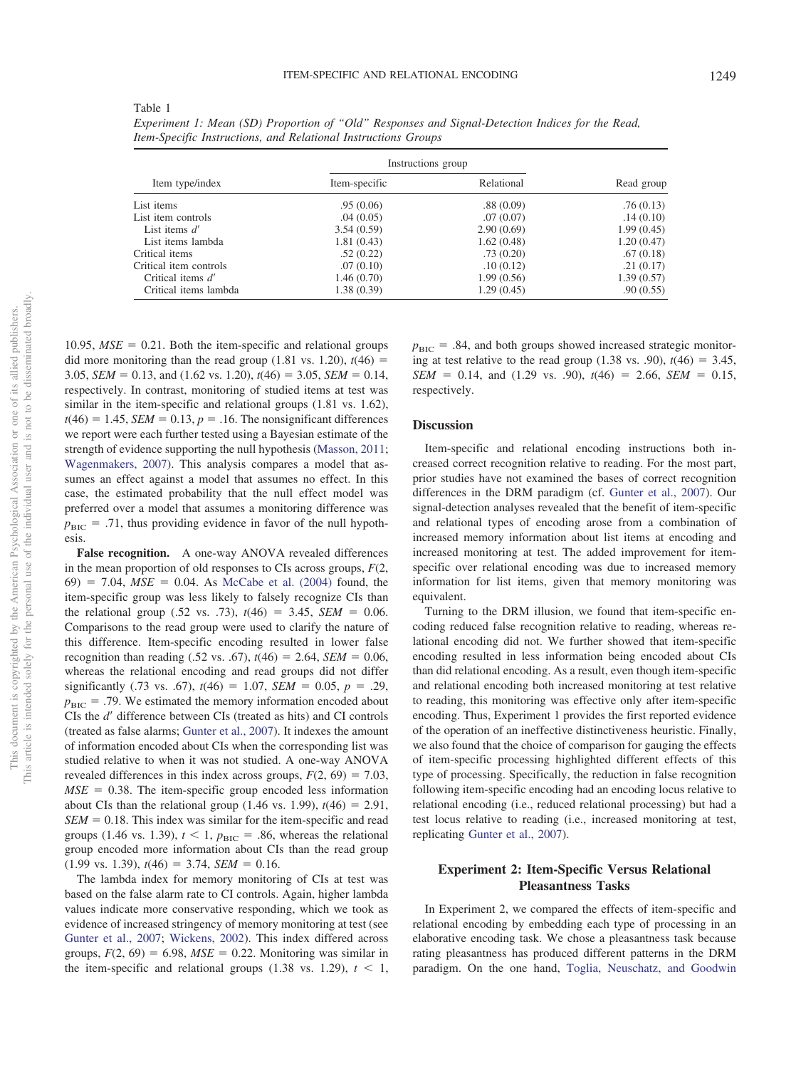Table 1

*Experiment 1: Mean (SD) Proportion of "Old" Responses and Signal-Detection Indices for the Read, Item-Specific Instructions, and Relational Instructions Groups*

| Item type/index | Instructions group | | Read group |
|---|---|---|---|
| | Item-specific | Relational | |
| List items | .95 (0.06) | .88 (0.09) | .76 (0.13) |
| List item controls | .04 (0.05) | .07 (0.07) | .14 (0.10) |
| List items $d'$ | 3.54 (0.59) | 2.90 (0.69) | 1.99 (0.45) |
| List items lambda | 1.81 (0.43) | 1.62 (0.48) | 1.20 (0.47) |
| Critical items | .52 (0.22) | .73 (0.20) | .67 (0.18) |
| Critical item controls | .07 (0.10) | .10 (0.12) | .21 (0.17) |
| Critical items $d'$ | 1.46 (0.70) | 1.99 (0.56) | 1.39 (0.57) |
| Critical items lambda | 1.38 (0.39) | 1.29 (0.45) | .90 (0.55) |

10.95, $MSE$ = 0.21. Both the item-specific and relational groups did more monitoring than the read group (1.81 vs. 1.20), $t(46)$ = 3.05, $SEM$ = 0.13, and (1.62 vs. 1.20), $t(46)$ = 3.05, $SEM$ = 0.14, respectively. In contrast, monitoring of studied items at test was similar in the item-specific and relational groups (1.81 vs. 1.62), $t(46)$ = 1.45, $SEM$ = 0.13, $p$ = .16. The nonsignificant differences we report were each further tested using a Bayesian estimate of the strength of evidence supporting the null hypothesis (Masson, 2011; Wagenmakers, 2007). This analysis compares a model that assumes an effect against a model that assumes no effect. In this case, the estimated probability that the null effect model was preferred over a model that assumes a monitoring difference was $p_{BIC}$ = .71, thus providing evidence in favor of the null hypothesis.

**False recognition.** A one-way ANOVA revealed differences in the mean proportion of old responses to CIs across groups, $F(2, 69)$ = 7.04, $MSE$ = 0.04. As McCabe et al. (2004) found, the item-specific group was less likely to falsely recognize CIs than the relational group (.52 vs. .73), $t(46)$ = 3.45, $SEM$ = 0.06. Comparisons to the read group were used to clarify the nature of this difference. Item-specific encoding resulted in lower false recognition than reading (.52 vs. .67), $t(46)$ = 2.64, $SEM$ = 0.06, whereas the relational encoding and read groups did not differ significantly (.73 vs. .67), $t(46)$ = 1.07, $SEM$ = 0.05, $p$ = .29, $p_{BIC}$ = .79. We estimated the memory information encoded about CIs the $d'$ difference between CIs (treated as hits) and CI controls (treated as false alarms; Gunter et al., 2007). It indexes the amount of information encoded about CIs when the corresponding list was studied relative to when it was not studied. A one-way ANOVA revealed differences in this index across groups, $F(2, 69)$ = 7.03, $MSE$ = 0.38. The item-specific group encoded less information about CIs than the relational group (1.46 vs. 1.99), $t(46)$ = 2.91, $SEM$ = 0.18. This index was similar for the item-specific and read groups (1.46 vs. 1.39), $t < 1$, $p_{BIC}$ = .86, whereas the relational group encoded more information about CIs than the read group (1.99 vs. 1.39), $t(46)$ = 3.74, $SEM$ = 0.16.

The lambda index for memory monitoring of CIs at test was based on the false alarm rate to CI controls. Again, higher lambda values indicate more conservative responding, which we took as evidence of increased stringency of memory monitoring at test (see Gunter et al., 2007; Wickens, 2002). This index differed across groups, $F(2, 69)$ = 6.98, $MSE$ = 0.22. Monitoring was similar in the item-specific and relational groups (1.38 vs. 1.29), $t < 1$, $p_{BIC}$ = .84, and both groups showed increased strategic monitoring at test relative to the read group (1.38 vs. .90), $t(46)$ = 3.45, $SEM$ = 0.14, and (1.29 vs. .90), $t(46)$ = 2.66, $SEM$ = 0.15, respectively.

## Discussion

Item-specific and relational encoding instructions both increased correct recognition relative to reading. For the most part, prior studies have not examined the bases of correct recognition differences in the DRM paradigm (cf. Gunter et al., 2007). Our signal-detection analyses revealed that the benefit of item-specific and relational types of encoding arose from a combination of increased memory information about list items at encoding and increased monitoring at test. The added improvement for item-specific over relational encoding was due to increased memory information for list items, given that memory monitoring was equivalent.

Turning to the DRM illusion, we found that item-specific encoding reduced false recognition relative to reading, whereas relational encoding did not. We further showed that item-specific encoding resulted in less information being encoded about CIs than did relational encoding. As a result, even though item-specific and relational encoding both increased monitoring at test relative to reading, this monitoring was effective only after item-specific encoding. Thus, Experiment 1 provides the first reported evidence of the operation of an ineffective distinctiveness heuristic. Finally, we also found that the choice of comparison for gauging the effects of item-specific processing highlighted different effects of this type of processing. Specifically, the reduction in false recognition following item-specific encoding had an encoding locus relative to relational encoding (i.e., reduced relational processing) but had a test locus relative to reading (i.e., increased monitoring at test, replicating Gunter et al., 2007).

## Experiment 2: Item-Specific Versus Relational Pleasantness Tasks

In Experiment 2, we compared the effects of item-specific and relational encoding by embedding each type of processing in an elaborative encoding task. We chose a pleasantness task because rating pleasantness has produced different patterns in the DRM paradigm. On the one hand, Toglia, Neuschatz, and Goodwin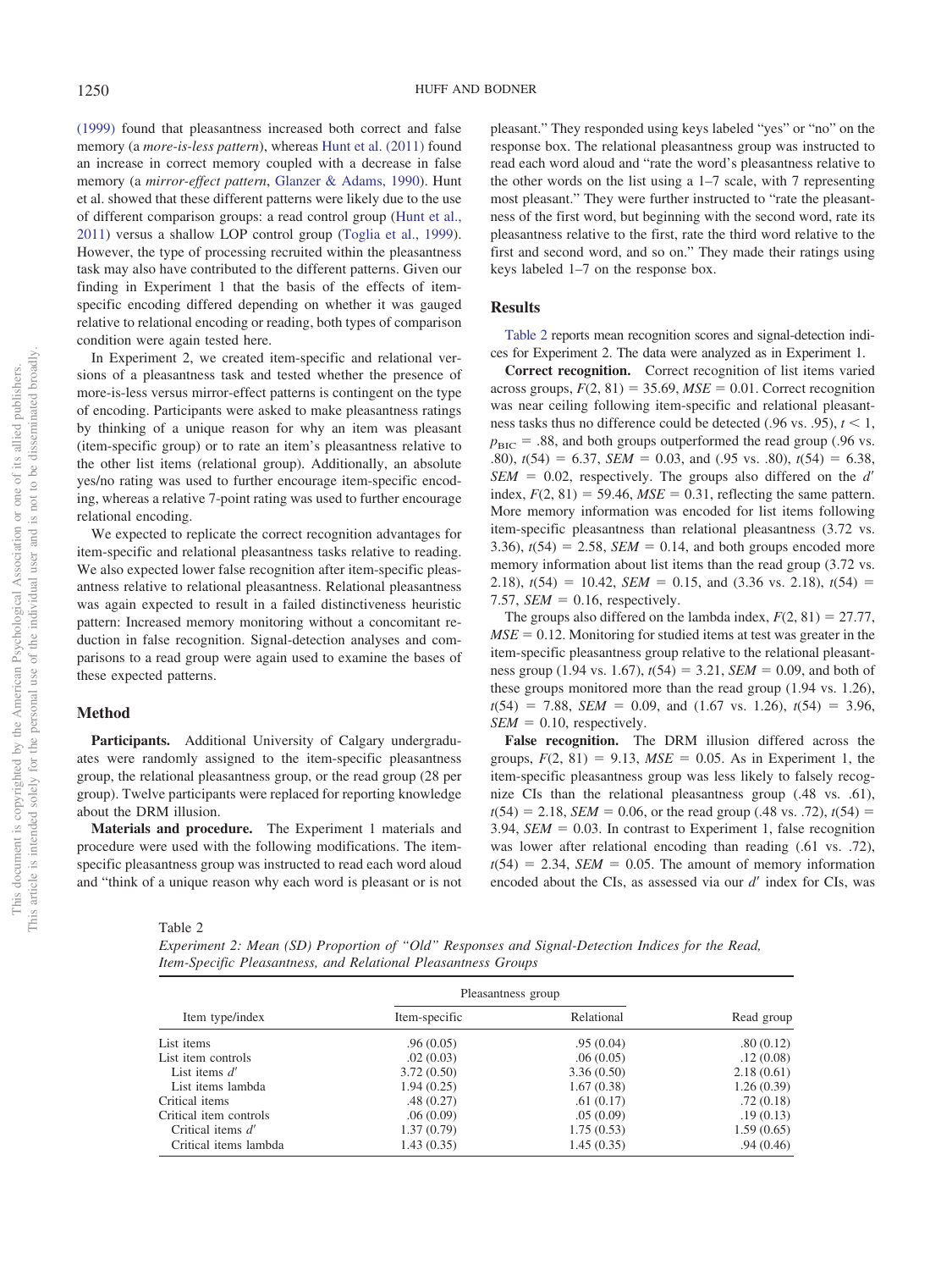(1999) found that pleasantness increased both correct and false memory (a *more-is-less pattern*), whereas Hunt et al. (2011) found an increase in correct memory coupled with a decrease in false memory (a *mirror-effect pattern*, Glanzer & Adams, 1990). Hunt et al. showed that these different patterns were likely due to the use of different comparison groups: a read control group (Hunt et al., 2011) versus a shallow LOP control group (Toglia et al., 1999). However, the type of processing recruited within the pleasantness task may also have contributed to the different patterns. Given our finding in Experiment 1 that the basis of the effects of item-specific encoding differed depending on whether it was gauged relative to relational encoding or reading, both types of comparison condition were again tested here.

In Experiment 2, we created item-specific and relational versions of a pleasantness task and tested whether the presence of more-is-less versus mirror-effect patterns is contingent on the type of encoding. Participants were asked to make pleasantness ratings by thinking of a unique reason for why an item was pleasant (item-specific group) or to rate an item's pleasantness relative to the other list items (relational group). Additionally, an absolute yes/no rating was used to further encourage item-specific encoding, whereas a relative 7-point rating was used to further encourage relational encoding.

We expected to replicate the correct recognition advantages for item-specific and relational pleasantness tasks relative to reading. We also expected lower false recognition after item-specific pleasantness relative to relational pleasantness. Relational pleasantness was again expected to result in a failed distinctiveness heuristic pattern: Increased memory monitoring without a concomitant reduction in false recognition. Signal-detection analyses and comparisons to a read group were again used to examine the bases of these expected patterns.

## Method

**Participants.** Additional University of Calgary undergraduates were randomly assigned to the item-specific pleasantness group, the relational pleasantness group, or the read group (28 per group). Twelve participants were replaced for reporting knowledge about the DRM illusion.

**Materials and procedure.** The Experiment 1 materials and procedure were used with the following modifications. The item-specific pleasantness group was instructed to read each word aloud and "think of a unique reason why each word is pleasant or is not pleasant." They responded using keys labeled "yes" or "no" on the response box. The relational pleasantness group was instructed to read each word aloud and "rate the word's pleasantness relative to the other words on the list using a 1–7 scale, with 7 representing most pleasant." They were further instructed to "rate the pleasantness of the first word, but beginning with the second word, rate its pleasantness relative to the first, rate the third word relative to the first and second word, and so on." They made their ratings using keys labeled 1–7 on the response box.

## Results

Table 2 reports mean recognition scores and signal-detection indices for Experiment 2. The data were analyzed as in Experiment 1.

**Correct recognition.** Correct recognition of list items varied across groups, $F(2, 81) = 35.69$, $MSE = 0.01$. Correct recognition was near ceiling following item-specific and relational pleasantness tasks thus no difference could be detected (.96 vs. .95), $t < 1$, $p_{BIC} = .88$, and both groups outperformed the read group (.96 vs. .80), $t(54) = 6.37$, $SEM = 0.03$, and (.95 vs. .80), $t(54) = 6.38$, $SEM = 0.02$, respectively. The groups also differed on the $d'$ index, $F(2, 81) = 59.46$, $MSE = 0.31$, reflecting the same pattern. More memory information was encoded for list items following item-specific pleasantness than relational pleasantness (3.72 vs. 3.36), $t(54) = 2.58$, $SEM = 0.14$, and both groups encoded more memory information about list items than the read group (3.72 vs. 2.18), $t(54) = 10.42$, $SEM = 0.15$, and (3.36 vs. 2.18), $t(54) = 7.57$, $SEM = 0.16$, respectively.

The groups also differed on the lambda index, $F(2, 81) = 27.77$, $MSE = 0.12$. Monitoring for studied items at test was greater in the item-specific pleasantness group relative to the relational pleasantness group (1.94 vs. 1.67), $t(54) = 3.21$, $SEM = 0.09$, and both of these groups monitored more than the read group (1.94 vs. 1.26), $t(54) = 7.88$, $SEM = 0.09$, and (1.67 vs. 1.26), $t(54) = 3.96$, $SEM = 0.10$, respectively.

**False recognition.** The DRM illusion differed across the groups, $F(2, 81) = 9.13$, $MSE = 0.05$. As in Experiment 1, the item-specific pleasantness group was less likely to falsely recognize CIs than the relational pleasantness group (.48 vs. .61), $t(54) = 2.18$, $SEM = 0.06$, or the read group (.48 vs. .72), $t(54) = 3.94$, $SEM = 0.03$. In contrast to Experiment 1, false recognition was lower after relational encoding than reading (.61 vs. .72), $t(54) = 2.34$, $SEM = 0.05$. The amount of memory information encoded about the CIs, as assessed via our $d'$ index for CIs, was

Table 2

*Experiment 2: Mean (SD) Proportion of "Old" Responses and Signal-Detection Indices for the Read, Item-Specific Pleasantness, and Relational Pleasantness Groups*

| Item type/index | Pleasantness group | | |
|---|---|---|---|
| | Item-specific | Relational | Read group |
| List items | .96 (0.05) | .95 (0.04) | .80 (0.12) |
| List item controls | .02 (0.03) | .06 (0.05) | .12 (0.08) |
| List items $d'$ | 3.72 (0.50) | 3.36 (0.50) | 2.18 (0.61) |
| List items lambda | 1.94 (0.25) | 1.67 (0.38) | 1.26 (0.39) |
| Critical items | .48 (0.27) | .61 (0.17) | .72 (0.18) |
| Critical item controls | .06 (0.09) | .05 (0.09) | .19 (0.13) |
| Critical items $d'$ | 1.37 (0.79) | 1.75 (0.53) | 1.59 (0.65) |
| Critical items lambda | 1.43 (0.35) | 1.45 (0.35) | .94 (0.46) |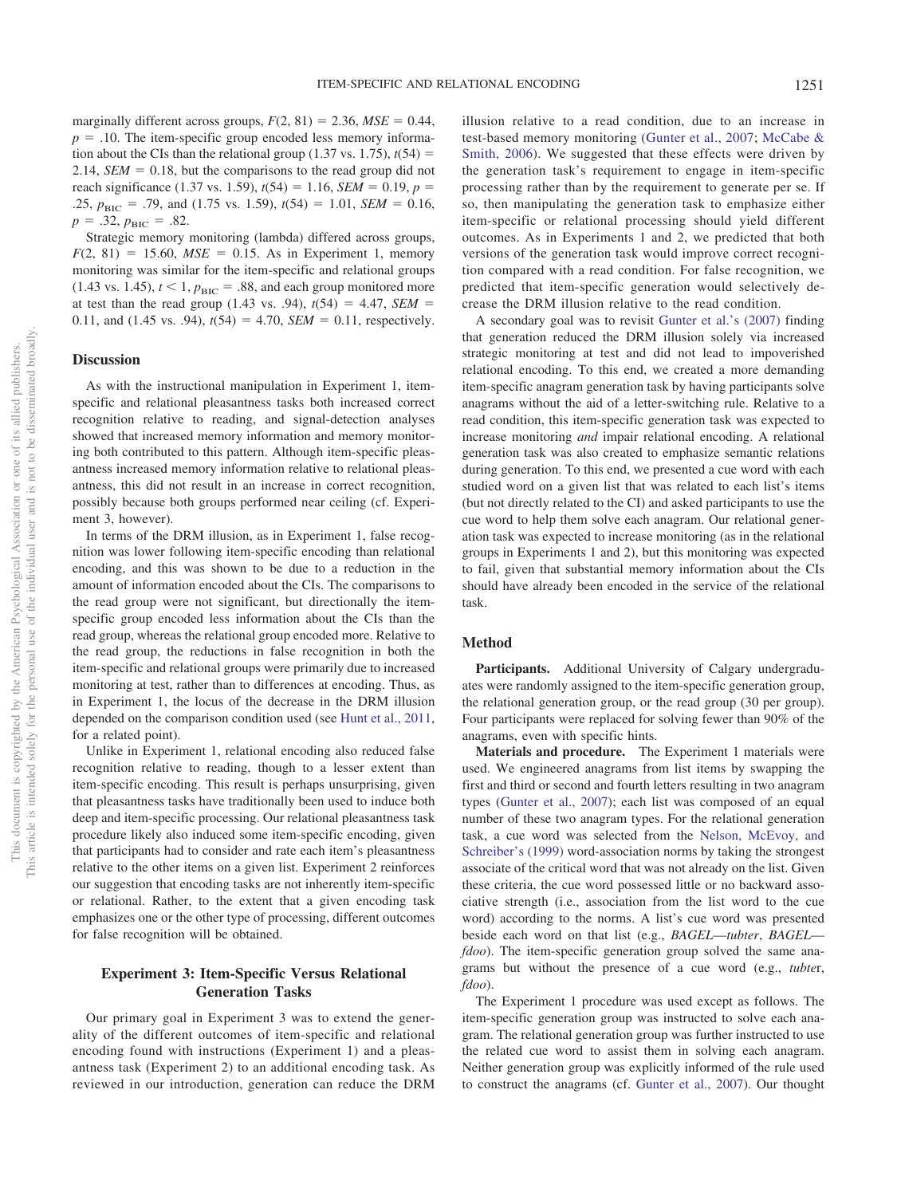marginally different across groups, $F(2, 81) = 2.36$, $MSE = 0.44$, $p = .10$. The item-specific group encoded less memory information about the CIs than the relational group (1.37 vs. 1.75), $t(54) = 2.14$, $SEM = 0.18$, but the comparisons to the read group did not reach significance (1.37 vs. 1.59), $t(54) = 1.16$, $SEM = 0.19$, $p = .25$, $p_{BIC} = .79$, and (1.75 vs. 1.59), $t(54) = 1.01$, $SEM = 0.16$, $p = .32$, $p_{BIC} = .82$.

Strategic memory monitoring (lambda) differed across groups, $F(2, 81) = 15.60$, $MSE = 0.15$. As in Experiment 1, memory monitoring was similar for the item-specific and relational groups (1.43 vs. 1.45), $t < 1$, $p_{BIC} = .88$, and each group monitored more at test than the read group (1.43 vs. .94), $t(54) = 4.47$, $SEM = 0.11$, and (1.45 vs. .94), $t(54) = 4.70$, $SEM = 0.11$, respectively.

## Discussion

As with the instructional manipulation in Experiment 1, item-specific and relational pleasantness tasks both increased correct recognition relative to reading, and signal-detection analyses showed that increased memory information and memory monitoring both contributed to this pattern. Although item-specific pleasantness increased memory information relative to relational pleasantness, this did not result in an increase in correct recognition, possibly because both groups performed near ceiling (cf. Experiment 3, however).

In terms of the DRM illusion, as in Experiment 1, false recognition was lower following item-specific encoding than relational encoding, and this was shown to be due to a reduction in the amount of information encoded about the CIs. The comparisons to the read group were not significant, but directionally the item-specific group encoded less information about the CIs than the read group, whereas the relational group encoded more. Relative to the read group, the reductions in false recognition in both the item-specific and relational groups were primarily due to increased monitoring at test, rather than to differences at encoding. Thus, as in Experiment 1, the locus of the decrease in the DRM illusion depended on the comparison condition used (see Hunt et al., 2011, for a related point).

Unlike in Experiment 1, relational encoding also reduced false recognition relative to reading, though to a lesser extent than item-specific encoding. This result is perhaps unsurprising, given that pleasantness tasks have traditionally been used to induce both deep and item-specific processing. Our relational pleasantness task procedure likely also induced some item-specific encoding, given that participants had to consider and rate each item's pleasantness relative to the other items on a given list. Experiment 2 reinforces our suggestion that encoding tasks are not inherently item-specific or relational. Rather, to the extent that a given encoding task emphasizes one or the other type of processing, different outcomes for false recognition will be obtained.

## Experiment 3: Item-Specific Versus Relational Generation Tasks

Our primary goal in Experiment 3 was to extend the generality of the different outcomes of item-specific and relational encoding found with instructions (Experiment 1) and a pleasantness task (Experiment 2) to an additional encoding task. As reviewed in our introduction, generation can reduce the DRM illusion relative to a read condition, due to an increase in test-based memory monitoring (Gunter et al., 2007; McCabe & Smith, 2006). We suggested that these effects were driven by the generation task's requirement to engage in item-specific processing rather than by the requirement to generate per se. If so, then manipulating the generation task to emphasize either item-specific or relational processing should yield different outcomes. As in Experiments 1 and 2, we predicted that both versions of the generation task would improve correct recognition compared with a read condition. For false recognition, we predicted that item-specific generation would selectively decrease the DRM illusion relative to the read condition.

A secondary goal was to revisit Gunter et al.'s (2007) finding that generation reduced the DRM illusion solely via increased strategic monitoring at test and did not lead to impoverished relational encoding. To this end, we created a more demanding item-specific anagram generation task by having participants solve anagrams without the aid of a letter-switching rule. Relative to a read condition, this item-specific generation task was expected to increase monitoring *and* impair relational encoding. A relational generation task was also created to emphasize semantic relations during generation. To this end, we presented a cue word with each studied word on a given list that was related to each list's items (but not directly related to the CI) and asked participants to use the cue word to help them solve each anagram. Our relational generation task was expected to increase monitoring (as in the relational groups in Experiments 1 and 2), but this monitoring was expected to fail, given that substantial memory information about the CIs should have already been encoded in the service of the relational task.

## Method

**Participants.** Additional University of Calgary undergraduates were randomly assigned to the item-specific generation group, the relational generation group, or the read group (30 per group). Four participants were replaced for solving fewer than 90% of the anagrams, even with specific hints.

**Materials and procedure.** The Experiment 1 materials were used. We engineered anagrams from list items by swapping the first and third or second and fourth letters resulting in two anagram types (Gunter et al., 2007); each list was composed of an equal number of these two anagram types. For the relational generation task, a cue word was selected from the Nelson, McEvoy, and Schreiber's (1999) word-association norms by taking the strongest associate of the critical word that was not already on the list. Given these criteria, the cue word possessed little or no backward associative strength (i.e., association from the list word to the cue word) according to the norms. A list's cue word was presented beside each word on that list (e.g., *BAGEL*—*tubter*, *BAGEL*—*fdoo*). The item-specific generation group solved the same anagrams but without the presence of a cue word (e.g., *tubte*r, *fdoo*).

The Experiment 1 procedure was used except as follows. The item-specific generation group was instructed to solve each anagram. The relational generation group was further instructed to use the related cue word to assist them in solving each anagram. Neither generation group was explicitly informed of the rule used to construct the anagrams (cf. Gunter et al., 2007). Our thought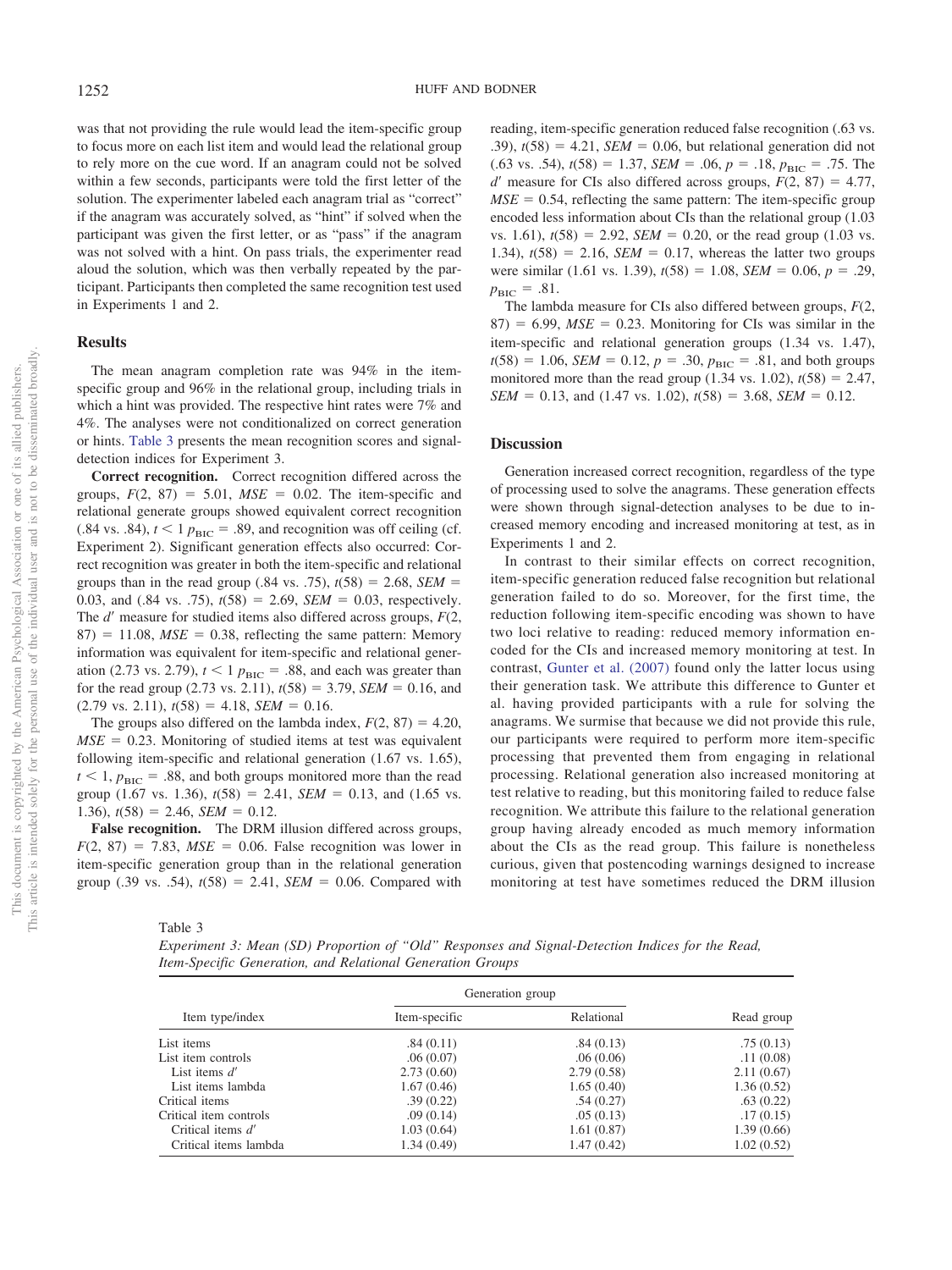was that not providing the rule would lead the item-specific group to focus more on each list item and would lead the relational group to rely more on the cue word. If an anagram could not be solved within a few seconds, participants were told the first letter of the solution. The experimenter labeled each anagram trial as "correct" if the anagram was accurately solved, as "hint" if solved when the participant was given the first letter, or as "pass" if the anagram was not solved with a hint. On pass trials, the experimenter read aloud the solution, which was then verbally repeated by the participant. Participants then completed the same recognition test used in Experiments 1 and 2.

### Results

The mean anagram completion rate was 94% in the item-specific group and 96% in the relational group, including trials in which a hint was provided. The respective hint rates were 7% and 4%. The analyses were not conditionalized on correct generation or hints. Table 3 presents the mean recognition scores and signal-detection indices for Experiment 3.

**Correct recognition.** Correct recognition differed across the groups, $F(2, 87) = 5.01$, $MSE = 0.02$. The item-specific and relational generate groups showed equivalent correct recognition (.84 vs. .84), $t < 1$ $p_{\text{BIC}} = .89$, and recognition was off ceiling (cf. Experiment 2). Significant generation effects also occurred: Correct recognition was greater in both the item-specific and relational groups than in the read group (.84 vs. .75), $t(58) = 2.68$, $SEM = 0.03$, and (.84 vs. .75), $t(58) = 2.69$, $SEM = 0.03$, respectively. The $d'$ measure for studied items also differed across groups, $F(2, 87) = 11.08$, $MSE = 0.38$, reflecting the same pattern: Memory information was equivalent for item-specific and relational generation (2.73 vs. 2.79), $t < 1$ $p_{\text{BIC}} = .88$, and each was greater than for the read group (2.73 vs. 2.11), $t(58) = 3.79$, $SEM = 0.16$, and (2.79 vs. 2.11), $t(58) = 4.18$, $SEM = 0.16$.

The groups also differed on the lambda index, $F(2, 87) = 4.20$, $MSE = 0.23$. Monitoring of studied items at test was equivalent following item-specific and relational generation (1.67 vs. 1.65), $t < 1$, $p_{\text{BIC}} = .88$, and both groups monitored more than the read group (1.67 vs. 1.36), $t(58) = 2.41$, $SEM = 0.13$, and (1.65 vs. 1.36), $t(58) = 2.46$, $SEM = 0.12$.

**False recognition.** The DRM illusion differed across groups, $F(2, 87) = 7.83$, $MSE = 0.06$. False recognition was lower in item-specific generation group than in the relational generation group (.39 vs. .54), $t(58) = 2.41$, $SEM = 0.06$. Compared with reading, item-specific generation reduced false recognition (.63 vs. .39), $t(58) = 4.21$, $SEM = 0.06$, but relational generation did not (.63 vs. .54), $t(58) = 1.37$, $SEM = .06$, $p = .18$, $p_{\text{BIC}} = .75$. The $d'$ measure for CIs also differed across groups, $F(2, 87) = 4.77$, $MSE = 0.54$, reflecting the same pattern: The item-specific group encoded less information about CIs than the relational group (1.03 vs. 1.61), $t(58) = 2.92$, $SEM = 0.20$, or the read group (1.03 vs. 1.34), $t(58) = 2.16$, $SEM = 0.17$, whereas the latter two groups were similar (1.61 vs. 1.39), $t(58) = 1.08$, $SEM = 0.06$, $p = .29$, $p_{\text{BIC}} = .81$.

The lambda measure for CIs also differed between groups, $F(2, 87) = 6.99$, $MSE = 0.23$. Monitoring for CIs was similar in the item-specific and relational generation groups (1.34 vs. 1.47), $t(58) = 1.06$, $SEM = 0.12$, $p = .30$, $p_{\text{BIC}} = .81$, and both groups monitored more than the read group (1.34 vs. 1.02), $t(58) = 2.47$, $SEM = 0.13$, and (1.47 vs. 1.02), $t(58) = 3.68$, $SEM = 0.12$.

### Discussion

Generation increased correct recognition, regardless of the type of processing used to solve the anagrams. These generation effects were shown through signal-detection analyses to be due to increased memory encoding and increased monitoring at test, as in Experiments 1 and 2.

In contrast to their similar effects on correct recognition, item-specific generation reduced false recognition but relational generation failed to do so. Moreover, for the first time, the reduction following item-specific encoding was shown to have two loci relative to reading: reduced memory information encoded for the CIs and increased memory monitoring at test. In contrast, Gunter et al. (2007) found only the latter locus using their generation task. We attribute this difference to Gunter et al. having provided participants with a rule for solving the anagrams. We surmise that because we did not provide this rule, our participants were required to perform more item-specific processing that prevented them from engaging in relational processing. Relational generation also increased monitoring at test relative to reading, but this monitoring failed to reduce false recognition. We attribute this failure to the relational generation group having already encoded as much memory information about the CIs as the read group. This failure is nonetheless curious, given that postencoding warnings designed to increase monitoring at test have sometimes reduced the DRM illusion

Table 3
*Experiment 3: Mean (SD) Proportion of "Old" Responses and Signal-Detection Indices for the Read, Item-Specific Generation, and Relational Generation Groups*

| Item type/index | Generation group | | Read group |
|---|---|---|---|
| | Item-specific | Relational | |
| List items | .84 (0.11) | .84 (0.13) | .75 (0.13) |
| List item controls | .06 (0.07) | .06 (0.06) | .11 (0.08) |
| List items $d'$ | 2.73 (0.60) | 2.79 (0.58) | 2.11 (0.67) |
| List items lambda | 1.67 (0.46) | 1.65 (0.40) | 1.36 (0.52) |
| Critical items | .39 (0.22) | .54 (0.27) | .63 (0.22) |
| Critical item controls | .09 (0.14) | .05 (0.13) | .17 (0.15) |
| Critical items $d'$ | 1.03 (0.64) | 1.61 (0.87) | 1.39 (0.66) |
| Critical items lambda | 1.34 (0.49) | 1.47 (0.42) | 1.02 (0.52) |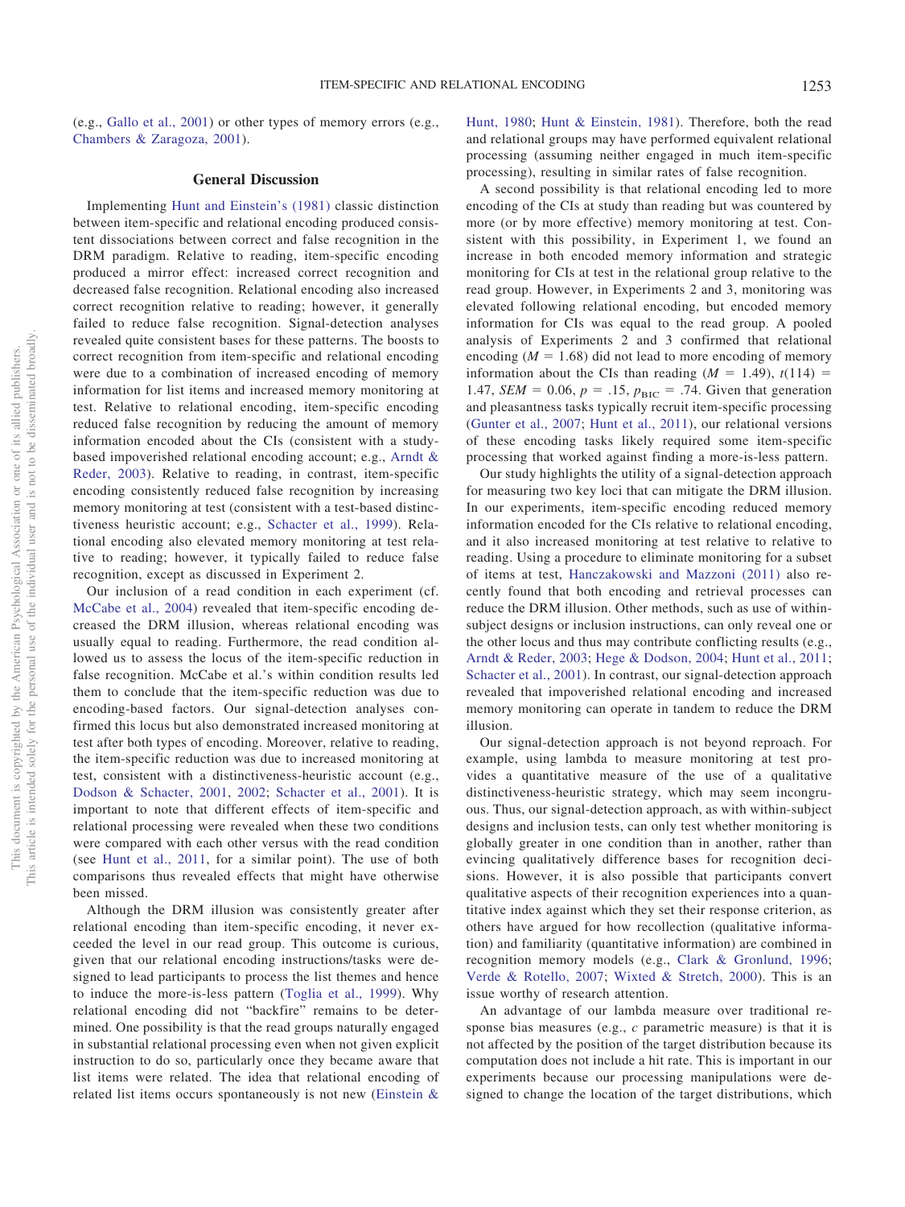(e.g., Gallo et al., 2001) or other types of memory errors (e.g., Chambers & Zaragoza, 2001).

## General Discussion

Implementing Hunt and Einstein's (1981) classic distinction between item-specific and relational encoding produced consistent dissociations between correct and false recognition in the DRM paradigm. Relative to reading, item-specific encoding produced a mirror effect: increased correct recognition and decreased false recognition. Relational encoding also increased correct recognition relative to reading; however, it generally failed to reduce false recognition. Signal-detection analyses revealed quite consistent bases for these patterns. The boosts to correct recognition from item-specific and relational encoding were due to a combination of increased encoding of memory information for list items and increased memory monitoring at test. Relative to relational encoding, item-specific encoding reduced false recognition by reducing the amount of memory information encoded about the CIs (consistent with a study-based impoverished relational encoding account; e.g., Arndt & Reder, 2003). Relative to reading, in contrast, item-specific encoding consistently reduced false recognition by increasing memory monitoring at test (consistent with a test-based distinctiveness heuristic account; e.g., Schacter et al., 1999). Relational encoding also elevated memory monitoring at test relative to reading; however, it typically failed to reduce false recognition, except as discussed in Experiment 2.

Our inclusion of a read condition in each experiment (cf. McCabe et al., 2004) revealed that item-specific encoding decreased the DRM illusion, whereas relational encoding was usually equal to reading. Furthermore, the read condition allowed us to assess the locus of the item-specific reduction in false recognition. McCabe et al.'s within condition results led them to conclude that the item-specific reduction was due to encoding-based factors. Our signal-detection analyses confirmed this locus but also demonstrated increased monitoring at test after both types of encoding. Moreover, relative to reading, the item-specific reduction was due to increased monitoring at test, consistent with a distinctiveness-heuristic account (e.g., Dodson & Schacter, 2001, 2002; Schacter et al., 2001). It is important to note that different effects of item-specific and relational processing were revealed when these two conditions were compared with each other versus with the read condition (see Hunt et al., 2011, for a similar point). The use of both comparisons thus revealed effects that might have otherwise been missed.

Although the DRM illusion was consistently greater after relational encoding than item-specific encoding, it never exceeded the level in our read group. This outcome is curious, given that our relational encoding instructions/tasks were designed to lead participants to process the list themes and hence to induce the more-is-less pattern (Toglia et al., 1999). Why relational encoding did not "backfire" remains to be determined. One possibility is that the read groups naturally engaged in substantial relational processing even when not given explicit instruction to do so, particularly once they became aware that list items were related. The idea that relational encoding of related list items occurs spontaneously is not new (Einstein & Hunt, 1980; Hunt & Einstein, 1981). Therefore, both the read and relational groups may have performed equivalent relational processing (assuming neither engaged in much item-specific processing), resulting in similar rates of false recognition.

A second possibility is that relational encoding led to more encoding of the CIs at study than reading but was countered by more (or by more effective) memory monitoring at test. Consistent with this possibility, in Experiment 1, we found an increase in both encoded memory information and strategic monitoring for CIs at test in the relational group relative to the read group. However, in Experiments 2 and 3, monitoring was elevated following relational encoding, but encoded memory information for CIs was equal to the read group. A pooled analysis of Experiments 2 and 3 confirmed that relational encoding ($M = 1.68$) did not lead to more encoding of memory information about the CIs than reading ($M = 1.49$), $t(114) = 1.47$, $SEM = 0.06$, $p = .15$, $p_{\text{BIC}} = .74$. Given that generation and pleasantness tasks typically recruit item-specific processing (Gunter et al., 2007; Hunt et al., 2011), our relational versions of these encoding tasks likely required some item-specific processing that worked against finding a more-is-less pattern.

Our study highlights the utility of a signal-detection approach for measuring two key loci that can mitigate the DRM illusion. In our experiments, item-specific encoding reduced memory information encoded for the CIs relative to relational encoding, and it also increased monitoring at test relative to relative to reading. Using a procedure to eliminate monitoring for a subset of items at test, Hanczakowski and Mazzoni (2011) also recently found that both encoding and retrieval processes can reduce the DRM illusion. Other methods, such as use of within-subject designs or inclusion instructions, can only reveal one or the other locus and thus may contribute conflicting results (e.g., Arndt & Reder, 2003; Hege & Dodson, 2004; Hunt et al., 2011; Schacter et al., 2001). In contrast, our signal-detection approach revealed that impoverished relational encoding and increased memory monitoring can operate in tandem to reduce the DRM illusion.

Our signal-detection approach is not beyond reproach. For example, using lambda to measure monitoring at test provides a quantitative measure of the use of a qualitative distinctiveness-heuristic strategy, which may seem incongruous. Thus, our signal-detection approach, as with within-subject designs and inclusion tests, can only test whether monitoring is globally greater in one condition than in another, rather than evincing qualitatively difference bases for recognition decisions. However, it is also possible that participants convert qualitative aspects of their recognition experiences into a quantitative index against which they set their response criterion, as others have argued for how recollection (qualitative information) and familiarity (quantitative information) are combined in recognition memory models (e.g., Clark & Gronlund, 1996; Verde & Rotello, 2007; Wixted & Stretch, 2000). This is an issue worthy of research attention.

An advantage of our lambda measure over traditional response bias measures (e.g., *c* parametric measure) is that it is not affected by the position of the target distribution because its computation does not include a hit rate. This is important in our experiments because our processing manipulations were designed to change the location of the target distributions, which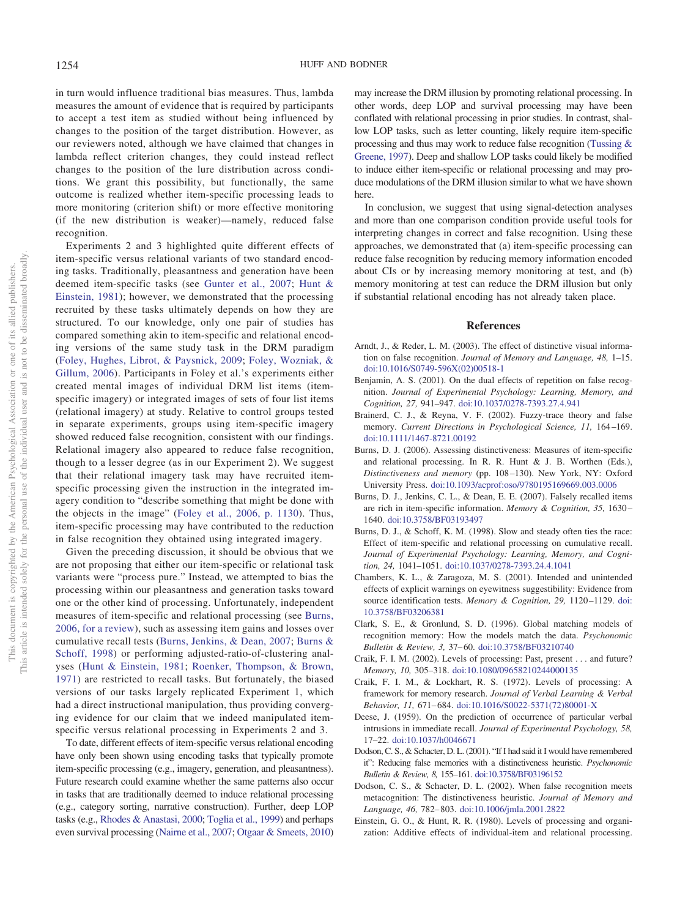in turn would influence traditional bias measures. Thus, lambda measures the amount of evidence that is required by participants to accept a test item as studied without being influenced by changes to the position of the target distribution. However, as our reviewers noted, although we have claimed that changes in lambda reflect criterion changes, they could instead reflect changes to the position of the lure distribution across conditions. We grant this possibility, but functionally, the same outcome is realized whether item-specific processing leads to more monitoring (criterion shift) or more effective monitoring (if the new distribution is weaker)—namely, reduced false recognition.

Experiments 2 and 3 highlighted quite different effects of item-specific versus relational variants of two standard encoding tasks. Traditionally, pleasantness and generation have been deemed item-specific tasks (see Gunter et al., 2007; Hunt & Einstein, 1981); however, we demonstrated that the processing recruited by these tasks ultimately depends on how they are structured. To our knowledge, only one pair of studies has compared something akin to item-specific and relational encoding versions of the same study task in the DRM paradigm (Foley, Hughes, Librot, & Paysnick, 2009; Foley, Wozniak, & Gillum, 2006). Participants in Foley et al.'s experiments either created mental images of individual DRM list items (item-specific imagery) or integrated images of sets of four list items (relational imagery) at study. Relative to control groups tested in separate experiments, groups using item-specific imagery showed reduced false recognition, consistent with our findings. Relational imagery also appeared to reduce false recognition, though to a lesser degree (as in our Experiment 2). We suggest that their relational imagery task may have recruited item-specific processing given the instruction in the integrated imagery condition to "describe something that might be done with the objects in the image" (Foley et al., 2006, p. 1130). Thus, item-specific processing may have contributed to the reduction in false recognition they obtained using integrated imagery.

Given the preceding discussion, it should be obvious that we are not proposing that either our item-specific or relational task variants were "process pure." Instead, we attempted to bias the processing within our pleasantness and generation tasks toward one or the other kind of processing. Unfortunately, independent measures of item-specific and relational processing (see Burns, 2006, for a review), such as assessing item gains and losses over cumulative recall tests (Burns, Jenkins, & Dean, 2007; Burns & Schoff, 1998) or performing adjusted-ratio-of-clustering analyses (Hunt & Einstein, 1981; Roenker, Thompson, & Brown, 1971) are restricted to recall tasks. But fortunately, the biased versions of our tasks largely replicated Experiment 1, which had a direct instructional manipulation, thus providing converging evidence for our claim that we indeed manipulated item-specific versus relational processing in Experiments 2 and 3.

To date, different effects of item-specific versus relational encoding have only been shown using encoding tasks that typically promote item-specific processing (e.g., imagery, generation, and pleasantness). Future research could examine whether the same patterns also occur in tasks that are traditionally deemed to induce relational processing (e.g., category sorting, narrative construction). Further, deep LOP tasks (e.g., Rhodes & Anastasi, 2000; Toglia et al., 1999) and perhaps even survival processing (Nairne et al., 2007; Otgaar & Smeets, 2010) may increase the DRM illusion by promoting relational processing. In other words, deep LOP and survival processing may have been conflated with relational processing in prior studies. In contrast, shallow LOP tasks, such as letter counting, likely require item-specific processing and thus may work to reduce false recognition (Tussing & Greene, 1997). Deep and shallow LOP tasks could likely be modified to induce either item-specific or relational processing and may produce modulations of the DRM illusion similar to what we have shown here.

In conclusion, we suggest that using signal-detection analyses and more than one comparison condition provide useful tools for interpreting changes in correct and false recognition. Using these approaches, we demonstrated that (a) item-specific processing can reduce false recognition by reducing memory information encoded about CIs or by increasing memory monitoring at test, and (b) memory monitoring at test can reduce the DRM illusion but only if substantial relational encoding has not already taken place.

## References

Arndt, J., & Reder, L. M. (2003). The effect of distinctive visual information on false recognition. *Journal of Memory and Language, 48,* 1–15. doi:10.1016/S0749-596X(02)00518-1

Benjamin, A. S. (2001). On the dual effects of repetition on false recognition. *Journal of Experimental Psychology: Learning, Memory, and Cognition, 27,* 941–947. doi:10.1037/0278-7393.27.4.941

Brainerd, C. J., & Reyna, V. F. (2002). Fuzzy-trace theory and false memory. *Current Directions in Psychological Science, 11,* 164–169. doi:10.1111/1467-8721.00192

Burns, D. J. (2006). Assessing distinctiveness: Measures of item-specific and relational processing. In R. R. Hunt & J. B. Worthen (Eds.), *Distinctiveness and memory* (pp. 108–130). New York, NY: Oxford University Press. doi:10.1093/acprof:oso/9780195169669.003.0006

Burns, D. J., Jenkins, C. L., & Dean, E. E. (2007). Falsely recalled items are rich in item-specific information. *Memory & Cognition, 35,* 1630–1640. doi:10.3758/BF03193497

Burns, D. J., & Schoff, K. M. (1998). Slow and steady often ties the race: Effect of item-specific and relational processing on cumulative recall. *Journal of Experimental Psychology: Learning, Memory, and Cognition, 24,* 1041–1051. doi:10.1037/0278-7393.24.4.1041

Chambers, K. L., & Zaragoza, M. S. (2001). Intended and unintended effects of explicit warnings on eyewitness suggestibility: Evidence from source identification tests. *Memory & Cognition, 29,* 1120–1129. doi:10.3758/BF03206381

Clark, S. E., & Gronlund, S. D. (1996). Global matching models of recognition memory: How the models match the data. *Psychonomic Bulletin & Review, 3,* 37–60. doi:10.3758/BF03210740

Craik, F. I. M. (2002). Levels of processing: Past, present . . . and future? *Memory, 10,* 305–318. doi:10.1080/09658210244000135

Craik, F. I. M., & Lockhart, R. S. (1972). Levels of processing: A framework for memory research. *Journal of Verbal Learning & Verbal Behavior, 11,* 671–684. doi:10.1016/S0022-5371(72)80001-X

Deese, J. (1959). On the prediction of occurrence of particular verbal intrusions in immediate recall. *Journal of Experimental Psychology, 58,* 17–22. doi:10.1037/h0046671

Dodson, C. S., & Schacter, D. L. (2001). "If I had said it I would have remembered it": Reducing false memories with a distinctiveness heuristic. *Psychonomic Bulletin & Review, 8,* 155–161. doi:10.3758/BF03196152

Dodson, C. S., & Schacter, D. L. (2002). When false recognition meets metacognition: The distinctiveness heuristic. *Journal of Memory and Language, 46,* 782–803. doi:10.1006/jmla.2001.2822

Einstein, G. O., & Hunt, R. R. (1980). Levels of processing and organization: Additive effects of individual-item and relational processing.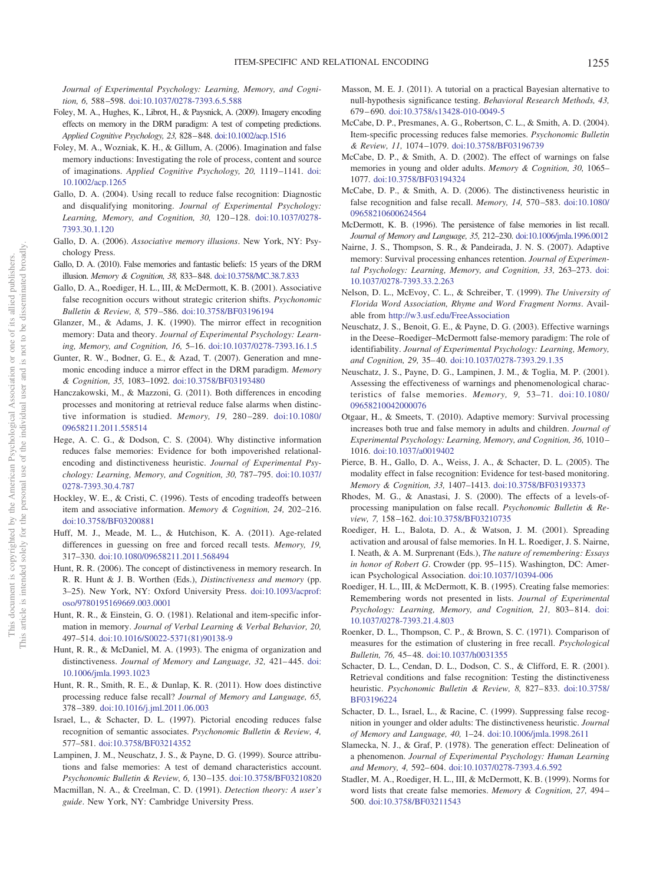*Journal of Experimental Psychology: Learning, Memory, and Cognition, 6,* 588–598. doi:10.1037/0278-7393.6.5.588

Foley, M. A., Hughes, K., Librot, H., & Paysnick, A. (2009). Imagery encoding effects on memory in the DRM paradigm: A test of competing predictions. *Applied Cognitive Psychology, 23,* 828–848. doi:10.1002/acp.1516

Foley, M. A., Wozniak, K. H., & Gillum, A. (2006). Imagination and false memory inductions: Investigating the role of process, content and source of imaginations. *Applied Cognitive Psychology, 20,* 1119–1141. doi:10.1002/acp.1265

Gallo, D. A. (2004). Using recall to reduce false recognition: Diagnostic and disqualifying monitoring. *Journal of Experimental Psychology: Learning, Memory, and Cognition, 30,* 120–128. doi:10.1037/0278-7393.30.1.120

Gallo, D. A. (2006). *Associative memory illusions*. New York, NY: Psychology Press.

Gallo, D. A. (2010). False memories and fantastic beliefs: 15 years of the DRM illusion. *Memory & Cognition, 38,* 833–848. doi:10.3758/MC.38.7.833

Gallo, D. A., Roediger, H. L., III, & McDermott, K. B. (2001). Associative false recognition occurs without strategic criterion shifts. *Psychonomic Bulletin & Review, 8,* 579–586. doi:10.3758/BF03196194

Glanzer, M., & Adams, J. K. (1990). The mirror effect in recognition memory: Data and theory. *Journal of Experimental Psychology: Learning, Memory, and Cognition, 16,* 5–16. doi:10.1037/0278-7393.16.1.5

Gunter, R. W., Bodner, G. E., & Azad, T. (2007). Generation and mnemonic encoding induce a mirror effect in the DRM paradigm. *Memory & Cognition, 35,* 1083–1092. doi:10.3758/BF03193480

Hanczakowski, M., & Mazzoni, G. (2011). Both differences in encoding processes and monitoring at retrieval reduce false alarms when distinctive information is studied. *Memory, 19,* 280–289. doi:10.1080/09658211.2011.558514

Hege, A. C. G., & Dodson, C. S. (2004). Why distinctive information reduces false memories: Evidence for both impoverished relational-encoding and distinctiveness heuristic. *Journal of Experimental Psychology: Learning, Memory, and Cognition, 30,* 787–795. doi:10.1037/0278-7393.30.4.787

Hockley, W. E., & Cristi, C. (1996). Tests of encoding tradeoffs between item and associative information. *Memory & Cognition, 24,* 202–216. doi:10.3758/BF03200881

Huff, M. J., Meade, M. L., & Hutchison, K. A. (2011). Age-related differences in guessing on free and forced recall tests. *Memory, 19,* 317–330. doi:10.1080/09658211.2011.568494

Hunt, R. R. (2006). The concept of distinctiveness in memory research. In R. R. Hunt & J. B. Worthen (Eds.), *Distinctiveness and memory* (pp. 3–25). New York, NY: Oxford University Press. doi:10.1093/acprof:oso/9780195169669.003.0001

Hunt, R. R., & Einstein, G. O. (1981). Relational and item-specific information in memory. *Journal of Verbal Learning & Verbal Behavior, 20,* 497–514. doi:10.1016/S0022-5371(81)90138-9

Hunt, R. R., & McDaniel, M. A. (1993). The enigma of organization and distinctiveness. *Journal of Memory and Language, 32,* 421–445. doi:10.1006/jmla.1993.1023

Hunt, R. R., Smith, R. E., & Dunlap, K. R. (2011). How does distinctive processing reduce false recall? *Journal of Memory and Language, 65,* 378–389. doi:10.1016/j.jml.2011.06.003

Israel, L., & Schacter, D. L. (1997). Pictorial encoding reduces false recognition of semantic associates. *Psychonomic Bulletin & Review, 4,* 577–581. doi:10.3758/BF03214352

Lampinen, J. M., Neuschatz, J. S., & Payne, D. G. (1999). Source attributions and false memories: A test of demand characteristics account. *Psychonomic Bulletin & Review, 6,* 130–135. doi:10.3758/BF03210820

Macmillan, N. A., & Creelman, C. D. (1991). *Detection theory: A user's guide*. New York, NY: Cambridge University Press.

Masson, M. E. J. (2011). A tutorial on a practical Bayesian alternative to null-hypothesis significance testing. *Behavioral Research Methods, 43,* 679–690. doi:10.3758/s13428-010-0049-5

McCabe, D. P., Presmanes, A. G., Robertson, C. L., & Smith, A. D. (2004). Item-specific processing reduces false memories. *Psychonomic Bulletin & Review, 11,* 1074–1079. doi:10.3758/BF03196739

McCabe, D. P., & Smith, A. D. (2002). The effect of warnings on false memories in young and older adults. *Memory & Cognition, 30,* 1065–1077. doi:10.3758/BF03194324

McCabe, D. P., & Smith, A. D. (2006). The distinctiveness heuristic in false recognition and false recall. *Memory, 14,* 570–583. doi:10.1080/09658210600624564

McDermott, K. B. (1996). The persistence of false memories in list recall. *Journal of Memory and Language, 35,* 212–230. doi:10.1006/jmla.1996.0012

Nairne, J. S., Thompson, S. R., & Pandeirada, J. N. S. (2007). Adaptive memory: Survival processing enhances retention. *Journal of Experimental Psychology: Learning, Memory, and Cognition, 33,* 263–273. doi:10.1037/0278-7393.33.2.263

Nelson, D. L., McEvoy, C. L., & Schreiber, T. (1999). *The University of Florida Word Association, Rhyme and Word Fragment Norms*. Available from http://w3.usf.edu/FreeAssociation

Neuschatz, J. S., Benoit, G. E., & Payne, D. G. (2003). Effective warnings in the Deese–Roediger–McDermott false-memory paradigm: The role of identifiability. *Journal of Experimental Psychology: Learning, Memory, and Cognition, 29,* 35–40. doi:10.1037/0278-7393.29.1.35

Neuschatz, J. S., Payne, D. G., Lampinen, J. M., & Toglia, M. P. (2001). Assessing the effectiveness of warnings and phenomenological characteristics of false memories. *Memory, 9,* 53–71. doi:10.1080/09658210042000076

Otgaar, H., & Smeets, T. (2010). Adaptive memory: Survival processing increases both true and false memory in adults and children. *Journal of Experimental Psychology: Learning, Memory, and Cognition, 36,* 1010–1016. doi:10.1037/a0019402

Pierce, B. H., Gallo, D. A., Weiss, J. A., & Schacter, D. L. (2005). The modality effect in false recognition: Evidence for test-based monitoring. *Memory & Cognition, 33,* 1407–1413. doi:10.3758/BF03193373

Rhodes, M. G., & Anastasi, J. S. (2000). The effects of a levels-of-processing manipulation on false recall. *Psychonomic Bulletin & Review, 7,* 158–162. doi:10.3758/BF03210735

Roediger, H. L., Balota, D. A., & Watson, J. M. (2001). Spreading activation and arousal of false memories. In H. L. Roediger, J. S. Nairne, I. Neath, & A. M. Surprenant (Eds.), *The nature of remembering: Essays in honor of Robert G*. Crowder (pp. 95–115). Washington, DC: American Psychological Association. doi:10.1037/10394-006

Roediger, H. L., III, & McDermott, K. B. (1995). Creating false memories: Remembering words not presented in lists. *Journal of Experimental Psychology: Learning, Memory, and Cognition, 21,* 803–814. doi:10.1037/0278-7393.21.4.803

Roenker, D. L., Thompson, C. P., & Brown, S. C. (1971). Comparison of measures for the estimation of clustering in free recall. *Psychological Bulletin, 76,* 45–48. doi:10.1037/h0031355

Schacter, D. L., Cendan, D. L., Dodson, C. S., & Clifford, E. R. (2001). Retrieval conditions and false recognition: Testing the distinctiveness heuristic. *Psychonomic Bulletin & Review, 8,* 827–833. doi:10.3758/BF03196224

Schacter, D. L., Israel, L., & Racine, C. (1999). Suppressing false recognition in younger and older adults: The distinctiveness heuristic. *Journal of Memory and Language, 40,* 1–24. doi:10.1006/jmla.1998.2611

Slamecka, N. J., & Graf, P. (1978). The generation effect: Delineation of a phenomenon. *Journal of Experimental Psychology: Human Learning and Memory, 4,* 592–604. doi:10.1037/0278-7393.4.6.592

Stadler, M. A., Roediger, H. L., III, & McDermott, K. B. (1999). Norms for word lists that create false memories. *Memory & Cognition, 27,* 494–500. doi:10.3758/BF03211543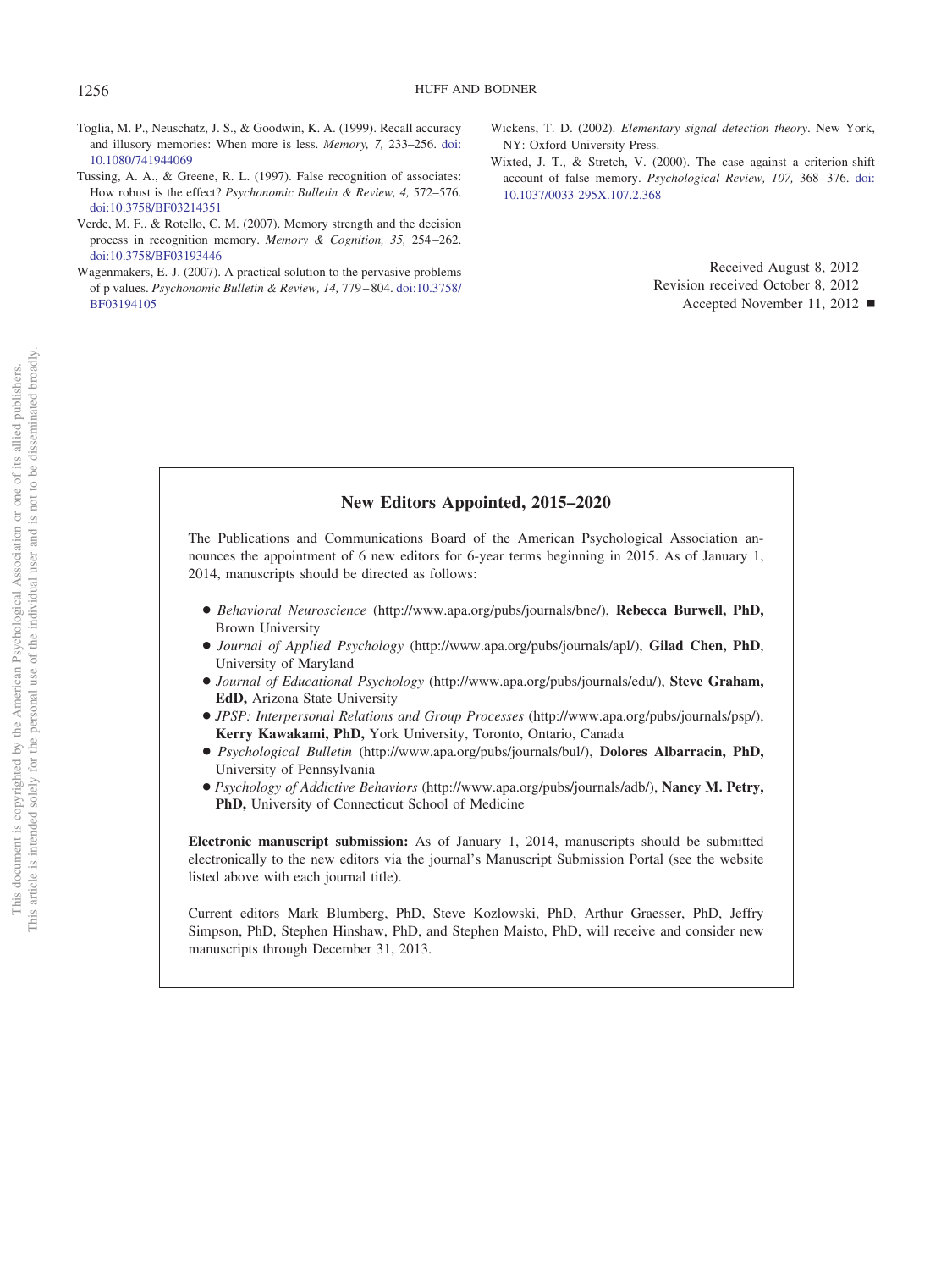Toglia, M. P., Neuschatz, J. S., & Goodwin, K. A. (1999). Recall accuracy and illusory memories: When more is less. *Memory, 7,* 233–256. doi:10.1080/741944069

Tussing, A. A., & Greene, R. L. (1997). False recognition of associates: How robust is the effect? *Psychonomic Bulletin & Review, 4,* 572–576. doi:10.3758/BF03214351

Verde, M. F., & Rotello, C. M. (2007). Memory strength and the decision process in recognition memory. *Memory & Cognition, 35,* 254–262. doi:10.3758/BF03193446

Wagenmakers, E.-J. (2007). A practical solution to the pervasive problems of p values. *Psychonomic Bulletin & Review, 14,* 779–804. doi:10.3758/BF03194105

Wickens, T. D. (2002). *Elementary signal detection theory*. New York, NY: Oxford University Press.

Wixted, J. T., & Stretch, V. (2000). The case against a criterion-shift account of false memory. *Psychological Review, 107,* 368–376. doi:10.1037/0033-295X.107.2.368

Received August 8, 2012
Revision received October 8, 2012
Accepted November 11, 2012 ■

## New Editors Appointed, 2015–2020

The Publications and Communications Board of the American Psychological Association announces the appointment of 6 new editors for 6-year terms beginning in 2015. As of January 1, 2014, manuscripts should be directed as follows:

- *Behavioral Neuroscience* (http://www.apa.org/pubs/journals/bne/), **Rebecca Burwell, PhD,** Brown University
- *Journal of Applied Psychology* (http://www.apa.org/pubs/journals/apl/), **Gilad Chen, PhD**, University of Maryland
- *Journal of Educational Psychology* (http://www.apa.org/pubs/journals/edu/), **Steve Graham, EdD,** Arizona State University
- *JPSP: Interpersonal Relations and Group Processes* (http://www.apa.org/pubs/journals/psp/), **Kerry Kawakami, PhD,** York University, Toronto, Ontario, Canada
- *Psychological Bulletin* (http://www.apa.org/pubs/journals/bul/), **Dolores Albarracin, PhD,** University of Pennsylvania
- *Psychology of Addictive Behaviors* (http://www.apa.org/pubs/journals/adb/), **Nancy M. Petry, PhD,** University of Connecticut School of Medicine

**Electronic manuscript submission:** As of January 1, 2014, manuscripts should be submitted electronically to the new editors via the journal's Manuscript Submission Portal (see the website listed above with each journal title).

Current editors Mark Blumberg, PhD, Steve Kozlowski, PhD, Arthur Graesser, PhD, Jeffry Simpson, PhD, Stephen Hinshaw, PhD, and Stephen Maisto, PhD, will receive and consider new manuscripts through December 31, 2013.